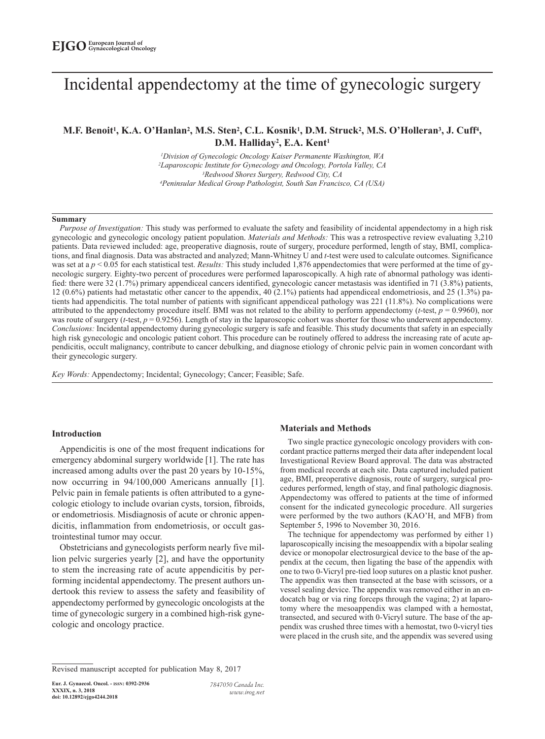# Incidental appendectomy at the time of gynecologic surgery

**M.F. Benoit[1], K.A. O'Hanlan[2], M.S. Sten[2], C.L. Kosnik[1], D.M. Struck[2], M.S. O'Holleran[3], J. Cuff[4], D.M. Halliday[2], E.A. Kent[1]**

[1]*Division of Gynecologic Oncology Kaiser Permanente Washington, WA*
[2]*Laparoscopic Institute for Gynecology and Oncology, Portola Valley, CA*
[3]*Redwood Shores Surgery, Redwood City, CA*
[4]*Peninsular Medical Group Pathologist, South San Francisco, CA (USA)*

**Summary**

*Purpose of Investigation:* This study was performed to evaluate the safety and feasibility of incidental appendectomy in a high risk gynecologic and gynecologic oncology patient population. *Materials and Methods:* This was a retrospective review evaluating 3,210 patients. Data reviewed included: age, preoperative diagnosis, route of surgery, procedure performed, length of stay, BMI, complications, and final diagnosis. Data was abstracted and analyzed; Mann-Whitney U and *t*-test were used to calculate outcomes. Significance was set at a $p < 0.05$ for each statistical test. *Results:* This study included 1,876 appendectomies that were performed at the time of gynecologic surgery. Eighty-two percent of procedures were performed laparoscopically. A high rate of abnormal pathology was identified: there were 32 (1.7%) primary appendiceal cancers identified, gynecologic cancer metastasis was identified in 71 (3.8%) patients, 12 (0.6%) patients had metastatic other cancer to the appendix, 40 (2.1%) patients had appendiceal endometriosis, and 25 (1.3%) patients had appendicitis. The total number of patients with significant appendiceal pathology was 221 (11.8%). No complications were attributed to the appendectomy procedure itself. BMI was not related to the ability to perform appendectomy (*t*-test, $p = 0.9960$), nor was route of surgery (*t*-test, $p = 0.9256$). Length of stay in the laparoscopic cohort was shorter for those who underwent appendectomy. *Conclusions:* Incidental appendectomy during gynecologic surgery is safe and feasible. This study documents that safety in an especially high risk gynecologic and oncologic patient cohort. This procedure can be routinely offered to address the increasing rate of acute appendicitis, occult malignancy, contribute to cancer debulking, and diagnose etiology of chronic pelvic pain in women concordant with their gynecologic surgery.

*Key Words:* Appendectomy; Incidental; Gynecology; Cancer; Feasible; Safe.

## Introduction

Appendicitis is one of the most frequent indications for emergency abdominal surgery worldwide [1]. The rate has increased among adults over the past 20 years by 10-15%, now occurring in 94/100,000 Americans annually [1]. Pelvic pain in female patients is often attributed to a gynecologic etiology to include ovarian cysts, torsion, fibroids, or endometriosis. Misdiagnosis of acute or chronic appendicitis, inflammation from endometriosis, or occult gastrointestinal tumor may occur.

Obstetricians and gynecologists perform nearly five million pelvic surgeries yearly [2], and have the opportunity to stem the increasing rate of acute appendicitis by performing incidental appendectomy. The present authors undertook this review to assess the safety and feasibility of appendectomy performed by gynecologic oncologists at the time of gynecologic surgery in a combined high-risk gynecologic and oncology practice.

## Materials and Methods

Two single practice gynecologic oncology providers with concordant practice patterns merged their data after independent local Investigational Review Board approval. The data was abstracted from medical records at each site. Data captured included patient age, BMI, preoperative diagnosis, route of surgery, surgical procedures performed, length of stay, and final pathologic diagnosis. Appendectomy was offered to patients at the time of informed consent for the indicated gynecologic procedure. All surgeries were performed by the two authors (KAO'H, and MFB) from September 5, 1996 to November 30, 2016.

The technique for appendectomy was performed by either 1) laparoscopically incising the mesoappendix with a bipolar sealing device or monopolar electrosurgical device to the base of the appendix at the cecum, then ligating the base of the appendix with one to two 0-Vicryl pre-tied loop sutures on a plastic knot pusher. The appendix was then transected at the base with scissors, or a vessel sealing device. The appendix was removed either in an endocatch bag or via ring forceps through the vagina; 2) at laparotomy where the mesoappendix was clamped with a hemostat, transected, and secured with 0-Vicryl suture. The base of the appendix was crushed three times with a hemostat, two 0-vicryl ties were placed in the crush site, and the appendix was severed using

Revised manuscript accepted for publication May 8, 2017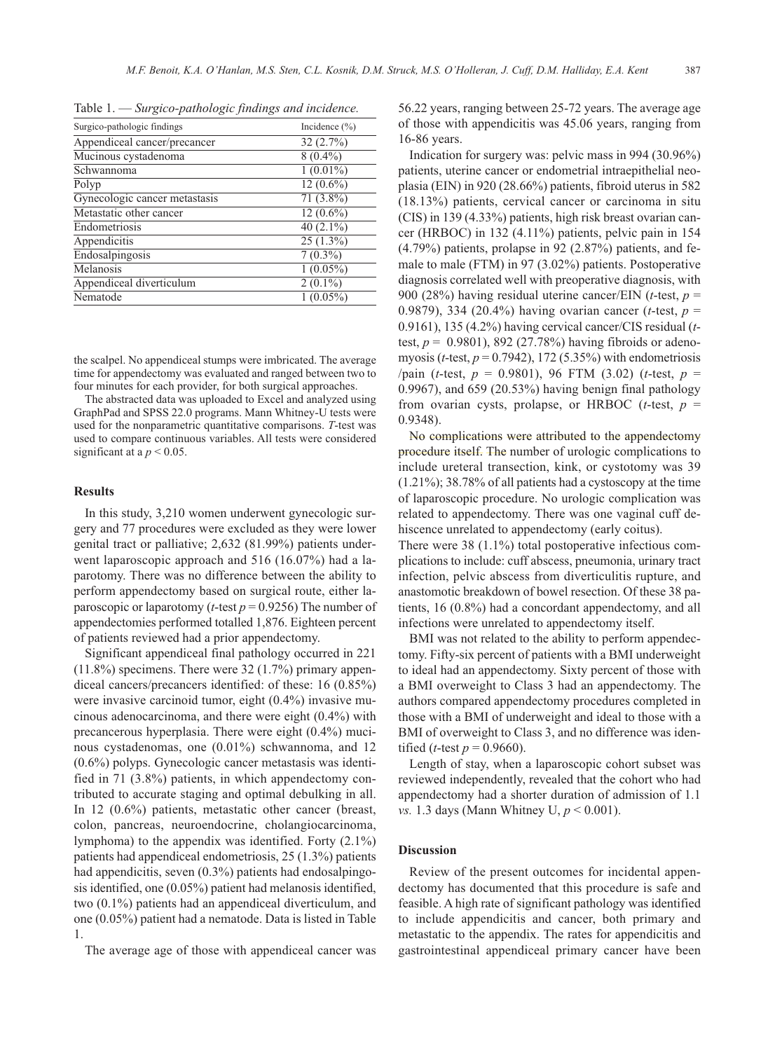Table 1. — *Surgico-pathologic findings and incidence.*

| Surgico-pathologic findings | Incidence (%) |
|---|---|
| Appendiceal cancer/precancer | 32 (2.7%) |
| Mucinous cystadenoma | 8 (0.4%) |
| Schwannoma | 1 (0.01%) |
| Polyp | 12 (0.6%) |
| Gynecologic cancer metastasis | 71 (3.8%) |
| Metastatic other cancer | 12 (0.6%) |
| Endometriosis | 40 (2.1%) |
| Appendicitis | 25 (1.3%) |
| Endosalpingosis | 7 (0.3%) |
| Melanosis | 1 (0.05%) |
| Appendiceal diverticulum | 2 (0.1%) |
| Nematode | 1 (0.05%) |

the scalpel. No appendiceal stumps were imbricated. The average time for appendectomy was evaluated and ranged between two to four minutes for each provider, for both surgical approaches.

The abstracted data was uploaded to Excel and analyzed using GraphPad and SPSS 22.0 programs. Mann Whitney-U tests were used for the nonparametric quantitative comparisons. *T*-test was used to compare continuous variables. All tests were considered significant at a $p < 0.05$.

## Results

In this study, 3,210 women underwent gynecologic surgery and 77 procedures were excluded as they were lower genital tract or palliative; 2,632 (81.99%) patients underwent laparoscopic approach and 516 (16.07%) had a laparotomy. There was no difference between the ability to perform appendectomy based on surgical route, either laparoscopic or laparotomy (*t*-test $p = 0.9256$) The number of appendectomies performed totalled 1,876. Eighteen percent of patients reviewed had a prior appendectomy.

Significant appendiceal final pathology occurred in 221 (11.8%) specimens. There were 32 (1.7%) primary appendiceal cancers/precancers identified: of these: 16 (0.85%) were invasive carcinoid tumor, eight (0.4%) invasive mucinous adenocarcinoma, and there were eight (0.4%) with precancerous hyperplasia. There were eight (0.4%) mucinous cystadenomas, one (0.01%) schwannoma, and 12 (0.6%) polyps. Gynecologic cancer metastasis was identified in 71 (3.8%) patients, in which appendectomy contributed to accurate staging and optimal debulking in all. In 12 (0.6%) patients, metastatic other cancer (breast, colon, pancreas, neuroendocrine, cholangiocarcinoma, lymphoma) to the appendix was identified. Forty (2.1%) patients had appendiceal endometriosis, 25 (1.3%) patients had appendicitis, seven (0.3%) patients had endosalpingosis identified, one (0.05%) patient had melanosis identified, two (0.1%) patients had an appendiceal diverticulum, and one (0.05%) patient had a nematode. Data is listed in Table 1.

The average age of those with appendiceal cancer was 56.22 years, ranging between 25-72 years. The average age of those with appendicitis was 45.06 years, ranging from 16-86 years.

Indication for surgery was: pelvic mass in 994 (30.96%) patients, uterine cancer or endometrial intraepithelial neoplasia (EIN) in 920 (28.66%) patients, fibroid uterus in 582 (18.13%) patients, cervical cancer or carcinoma in situ (CIS) in 139 (4.33%) patients, high risk breast ovarian cancer (HRBOC) in 132 (4.11%) patients, pelvic pain in 154 (4.79%) patients, prolapse in 92 (2.87%) patients, and female to male (FTM) in 97 (3.02%) patients. Postoperative diagnosis correlated well with preoperative diagnosis, with 900 (28%) having residual uterine cancer/EIN (*t*-test, $p = 0.9879$), 334 (20.4%) having ovarian cancer (*t*-test, $p = 0.9161$), 135 (4.2%) having cervical cancer/CIS residual (*t*-test, $p = 0.9801$), 892 (27.78%) having fibroids or adenomyosis (*t*-test, $p = 0.7942$), 172 (5.35%) with endometriosis /pain (*t*-test, $p = 0.9801$), 96 FTM (3.02) (*t*-test, $p = 0.9967$), and 659 (20.53%) having benign final pathology from ovarian cysts, prolapse, or HRBOC (*t*-test, $p = 0.9348$).

No complications were attributed to the appendectomy procedure itself. The number of urologic complications to include ureteral transection, kink, or cystotomy was 39 (1.21%); 38.78% of all patients had a cystoscopy at the time of laparoscopic procedure. No urologic complication was related to appendectomy. There was one vaginal cuff dehiscence unrelated to appendectomy (early coitus).

There were 38 (1.1%) total postoperative infectious complications to include: cuff abscess, pneumonia, urinary tract infection, pelvic abscess from diverticulitis rupture, and anastomotic breakdown of bowel resection. Of these 38 patients, 16 (0.8%) had a concordant appendectomy, and all infections were unrelated to appendectomy itself.

BMI was not related to the ability to perform appendectomy. Fifty-six percent of patients with a BMI underweight to ideal had an appendectomy. Sixty percent of those with a BMI overweight to Class 3 had an appendectomy. The authors compared appendectomy procedures completed in those with a BMI of underweight and ideal to those with a BMI of overweight to Class 3, and no difference was identified (*t*-test $p = 0.9660$).

Length of stay, when a laparoscopic cohort subset was reviewed independently, revealed that the cohort who had appendectomy had a shorter duration of admission of 1.1 *vs.* 1.3 days (Mann Whitney U, $p < 0.001$).

## Discussion

Review of the present outcomes for incidental appendectomy has documented that this procedure is safe and feasible. A high rate of significant pathology was identified to include appendicitis and cancer, both primary and metastatic to the appendix. The rates for appendicitis and gastrointestinal appendiceal primary cancer have been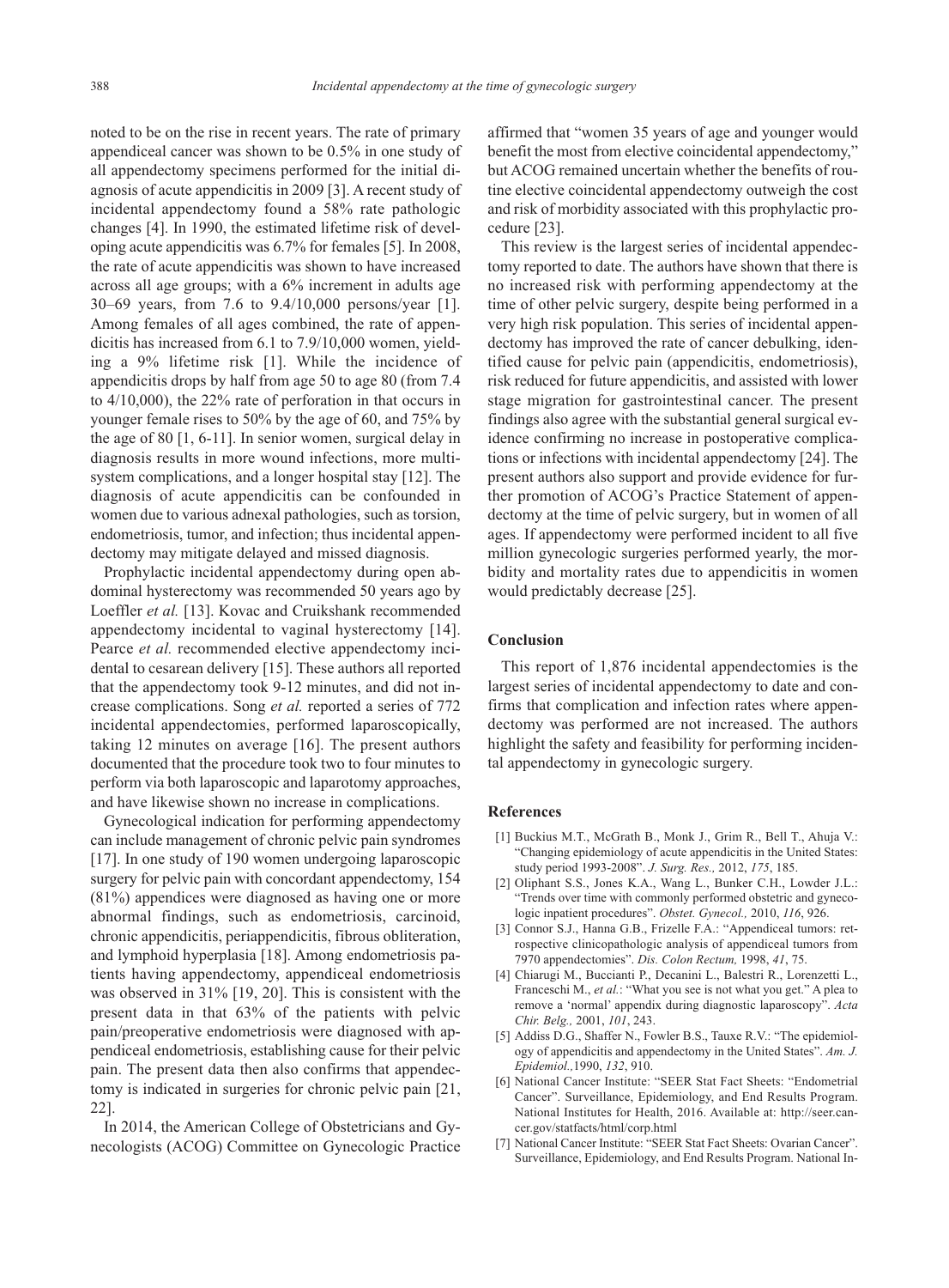noted to be on the rise in recent years. The rate of primary appendiceal cancer was shown to be 0.5% in one study of all appendectomy specimens performed for the initial diagnosis of acute appendicitis in 2009 [3]. A recent study of incidental appendectomy found a 58% rate pathologic changes [4]. In 1990, the estimated lifetime risk of developing acute appendicitis was 6.7% for females [5]. In 2008, the rate of acute appendicitis was shown to have increased across all age groups; with a 6% increment in adults age 30–69 years, from 7.6 to 9.4/10,000 persons/year [1]. Among females of all ages combined, the rate of appendicitis has increased from 6.1 to 7.9/10,000 women, yielding a 9% lifetime risk [1]. While the incidence of appendicitis drops by half from age 50 to age 80 (from 7.4 to 4/10,000), the 22% rate of perforation in that occurs in younger female rises to 50% by the age of 60, and 75% by the age of 80 [1, 6-11]. In senior women, surgical delay in diagnosis results in more wound infections, more multisystem complications, and a longer hospital stay [12]. The diagnosis of acute appendicitis can be confounded in women due to various adnexal pathologies, such as torsion, endometriosis, tumor, and infection; thus incidental appendectomy may mitigate delayed and missed diagnosis.

Prophylactic incidental appendectomy during open abdominal hysterectomy was recommended 50 years ago by Loeffler *et al.* [13]. Kovac and Cruikshank recommended appendectomy incidental to vaginal hysterectomy [14]. Pearce *et al.* recommended elective appendectomy incidental to cesarean delivery [15]. These authors all reported that the appendectomy took 9-12 minutes, and did not increase complications. Song *et al.* reported a series of 772 incidental appendectomies, performed laparoscopically, taking 12 minutes on average [16]. The present authors documented that the procedure took two to four minutes to perform via both laparoscopic and laparotomy approaches, and have likewise shown no increase in complications.

Gynecological indication for performing appendectomy can include management of chronic pelvic pain syndromes [17]. In one study of 190 women undergoing laparoscopic surgery for pelvic pain with concordant appendectomy, 154 (81%) appendices were diagnosed as having one or more abnormal findings, such as endometriosis, carcinoid, chronic appendicitis, periappendicitis, fibrous obliteration, and lymphoid hyperplasia [18]. Among endometriosis patients having appendectomy, appendiceal endometriosis was observed in 31% [19, 20]. This is consistent with the present data in that 63% of the patients with pelvic pain/preoperative endometriosis were diagnosed with appendiceal endometriosis, establishing cause for their pelvic pain. The present data then also confirms that appendectomy is indicated in surgeries for chronic pelvic pain [21, 22].

In 2014, the American College of Obstetricians and Gynecologists (ACOG) Committee on Gynecologic Practice affirmed that "women 35 years of age and younger would benefit the most from elective coincidental appendectomy," but ACOG remained uncertain whether the benefits of routine elective coincidental appendectomy outweigh the cost and risk of morbidity associated with this prophylactic procedure [23].

This review is the largest series of incidental appendectomy reported to date. The authors have shown that there is no increased risk with performing appendectomy at the time of other pelvic surgery, despite being performed in a very high risk population. This series of incidental appendectomy has improved the rate of cancer debulking, identified cause for pelvic pain (appendicitis, endometriosis), risk reduced for future appendicitis, and assisted with lower stage migration for gastrointestinal cancer. The present findings also agree with the substantial general surgical evidence confirming no increase in postoperative complications or infections with incidental appendectomy [24]. The present authors also support and provide evidence for further promotion of ACOG's Practice Statement of appendectomy at the time of pelvic surgery, but in women of all ages. If appendectomy were performed incident to all five million gynecologic surgeries performed yearly, the morbidity and mortality rates due to appendicitis in women would predictably decrease [25].

## Conclusion

This report of 1,876 incidental appendectomies is the largest series of incidental appendectomy to date and confirms that complication and infection rates where appendectomy was performed are not increased. The authors highlight the safety and feasibility for performing incidental appendectomy in gynecologic surgery.

## References

[1] Buckius M.T., McGrath B., Monk J., Grim R., Bell T., Ahuja V.: "Changing epidemiology of acute appendicitis in the United States: study period 1993-2008". *J. Surg. Res.,* 2012, *175*, 185.

[2] Oliphant S.S., Jones K.A., Wang L., Bunker C.H., Lowder J.L.: "Trends over time with commonly performed obstetric and gynecologic inpatient procedures". *Obstet. Gynecol.,* 2010, *116*, 926.

[3] Connor S.J., Hanna G.B., Frizelle F.A.: "Appendiceal tumors: retrospective clinicopathologic analysis of appendiceal tumors from 7970 appendectomies". *Dis. Colon Rectum,* 1998, *41*, 75.

[4] Chiarugi M., Buccianti P., Decanini L., Balestri R., Lorenzetti L., Franceschi M., *et al.*: "What you see is not what you get." A plea to remove a 'normal' appendix during diagnostic laparoscopy". *Acta Chir. Belg.,* 2001, *101*, 243.

[5] Addiss D.G., Shaffer N., Fowler B.S., Tauxe R.V.: "The epidemiology of appendicitis and appendectomy in the United States". *Am. J. Epidemiol.,*1990, *132*, 910.

[6] National Cancer Institute: "SEER Stat Fact Sheets: "Endometrial Cancer". Surveillance, Epidemiology, and End Results Program. National Institutes for Health, 2016. Available at: http://seer.cancer.gov/statfacts/html/corp.html

[7] National Cancer Institute: "SEER Stat Fact Sheets: Ovarian Cancer". Surveillance, Epidemiology, and End Results Program. National In-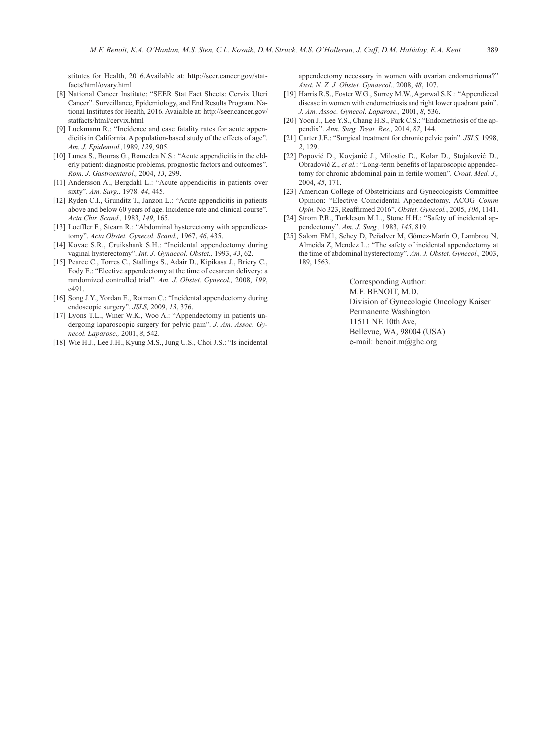stitutes for Health, 2016.Available at: http://seer.cancer.gov/statfacts/html/ovary.html

[8] National Cancer Institute: "SEER Stat Fact Sheets: Cervix Uteri Cancer". Surveillance, Epidemiology, and End Results Program. National Institutes for Health, 2016. Avaialble at: http://seer.cancer.gov/statfacts/html/cervix.html

[9] Luckmann R.: "Incidence and case fatality rates for acute appendicitis in California. A population-based study of the effects of age". *Am. J. Epidemiol.,*1989, *129*, 905.

[10] Lunca S., Bouras G., Romedea N.S.: "Acute appendicitis in the elderly patient: diagnostic problems, prognostic factors and outcomes". *Rom. J. Gastroenterol.,* 2004, *13*, 299.

[11] Andersson A., Bergdahl L.: "Acute appendicitis in patients over sixty". *Am. Surg.,* 1978, *44*, 445.

[12] Ryden C.I., Grunditz T., Janzon L.: "Acute appendicitis in patients above and below 60 years of age. Incidence rate and clinical course". *Acta Chir. Scand.,* 1983, *149*, 165.

[13] Loeffler F., Stearn R.: "Abdominal hysterectomy with appendicectomy". *Acta Obstet. Gynecol. Scand.,* 1967, *46*, 435.

[14] Kovac S.R., Cruikshank S.H.: "Incidental appendectomy during vaginal hysterectomy". *Int. J. Gynaecol. Obstet.,* 1993, *43*, 62.

[15] Pearce C., Torres C., Stallings S., Adair D., Kipikasa J., Briery C., Fody E.: "Elective appendectomy at the time of cesarean delivery: a randomized controlled trial". *Am. J. Obstet. Gynecol.,* 2008, *199*, e491.

[16] Song J.Y., Yordan E., Rotman C.: "Incidental appendectomy during endoscopic surgery". *JSLS,* 2009, *13*, 376.

[17] Lyons T.L., Winer W.K., Woo A.: "Appendectomy in patients undergoing laparoscopic surgery for pelvic pain". *J. Am. Assoc. Gynecol. Laparosc.,* 2001, *8*, 542.

[18] Wie H.J., Lee J.H., Kyung M.S., Jung U.S., Choi J.S.: "Is incidental appendectomy necessary in women with ovarian endometrioma?" *Aust. N. Z. J. Obstet. Gynaecol.,* 2008, *48*, 107.

[19] Harris R.S., Foster W.G., Surrey M.W., Agarwal S.K.: "Appendiceal disease in women with endometriosis and right lower quadrant pain". *J. Am. Assoc. Gynecol. Laparosc.,* 2001, *8*, 536.

[20] Yoon J., Lee Y.S., Chang H.S., Park C.S.: "Endometriosis of the appendix". *Ann. Surg. Treat. Res.,* 2014, *87*, 144.

[21] Carter J.E.: "Surgical treatment for chronic pelvic pain". *JSLS,* 1998, *2*, 129.

[22] Popović D., Kovjanić J., Milostic D., Kolar D., Stojaković D., Obradović Z., *et al.*: "Long-term benefits of laparoscopic appendectomy for chronic abdominal pain in fertile women". *Croat. Med. J.,* 2004, *45*, 171.

[23] American College of Obstetricians and Gynecologists Committee Opinion: "Elective Coincidental Appendectomy. ACOG *Comm Opin.* No 323, Reaffirmed 2016". *Obstet. Gynecol.*, 2005, *106*, 1141.

[24] Strom P.R., Turkleson M.L., Stone H.H.: "Safety of incidental appendectomy". *Am. J. Surg.,* 1983, *145*, 819.

[25] Salom EM1, Schey D, Peñalver M, Gómez-Marín O, Lambrou N, Almeida Z, Mendez L.: "The safety of incidental appendectomy at the time of abdominal hysterectomy". *Am. J. Obstet. Gynecol.,* 2003, 189, 1563.

Corresponding Author:
M.F. BENOIT, M.D.
Division of Gynecologic Oncology Kaiser
Permanente Washington
11511 NE 10th Ave,
Bellevue, WA, 98004 (USA)
e-mail: benoit.m@ghc.org